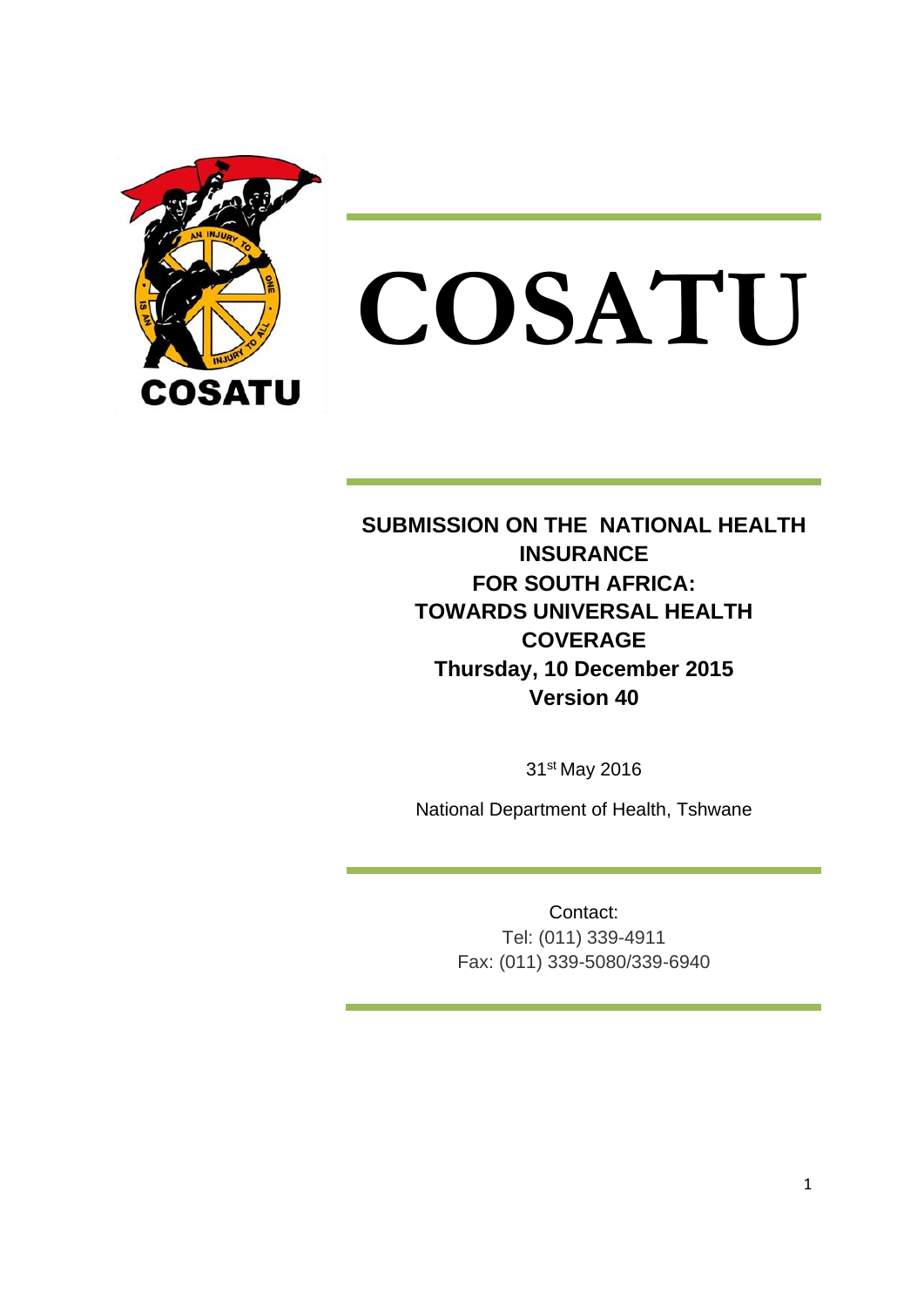# COSATU

**SUBMISSION ON THE NATIONAL HEALTH INSURANCE FOR SOUTH AFRICA: TOWARDS UNIVERSAL HEALTH COVERAGE**
**Thursday, 10 December 2015**
**Version 40**

31st May 2016

National Department of Health, Tshwane

Contact:
Tel: (011) 339-4911
Fax: (011) 339-5080/339-6940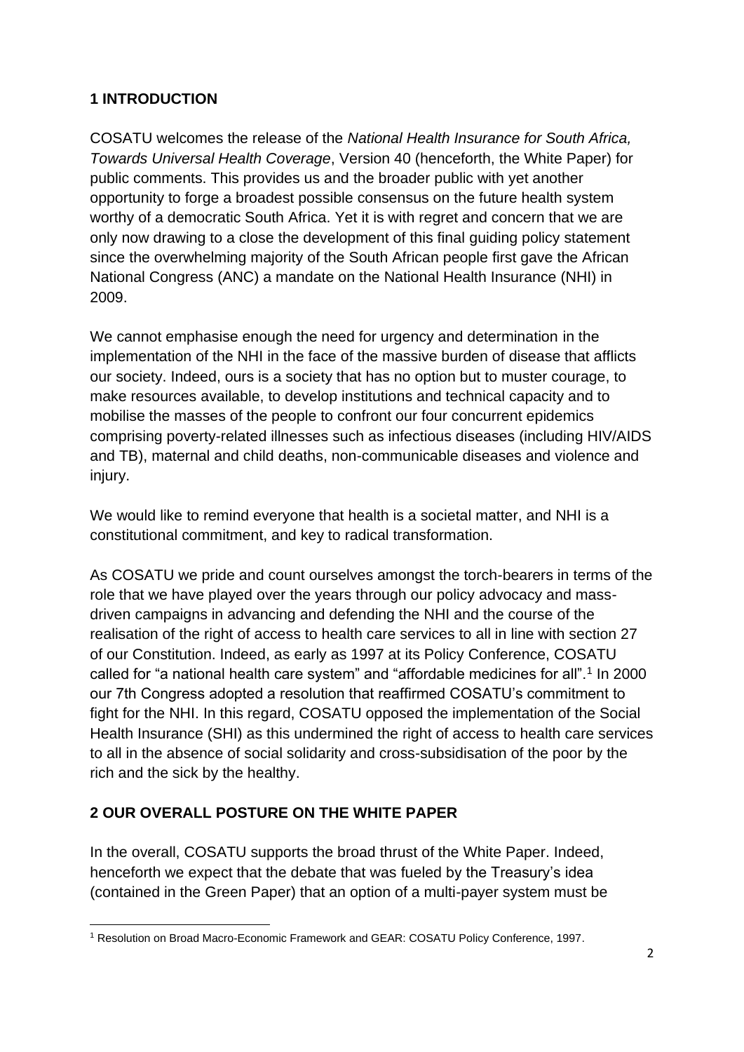## 1 INTRODUCTION

COSATU welcomes the release of the *National Health Insurance for South Africa, Towards Universal Health Coverage*, Version 40 (henceforth, the White Paper) for public comments. This provides us and the broader public with yet another opportunity to forge a broadest possible consensus on the future health system worthy of a democratic South Africa. Yet it is with regret and concern that we are only now drawing to a close the development of this final guiding policy statement since the overwhelming majority of the South African people first gave the African National Congress (ANC) a mandate on the National Health Insurance (NHI) in 2009.

We cannot emphasise enough the need for urgency and determination in the implementation of the NHI in the face of the massive burden of disease that afflicts our society. Indeed, ours is a society that has no option but to muster courage, to make resources available, to develop institutions and technical capacity and to mobilise the masses of the people to confront our four concurrent epidemics comprising poverty-related illnesses such as infectious diseases (including HIV/AIDS and TB), maternal and child deaths, non-communicable diseases and violence and injury.

We would like to remind everyone that health is a societal matter, and NHI is a constitutional commitment, and key to radical transformation.

As COSATU we pride and count ourselves amongst the torch-bearers in terms of the role that we have played over the years through our policy advocacy and mass-driven campaigns in advancing and defending the NHI and the course of the realisation of the right of access to health care services to all in line with section 27 of our Constitution. Indeed, as early as 1997 at its Policy Conference, COSATU called for "a national health care system" and "affordable medicines for all".[1] In 2000 our 7th Congress adopted a resolution that reaffirmed COSATU's commitment to fight for the NHI. In this regard, COSATU opposed the implementation of the Social Health Insurance (SHI) as this undermined the right of access to health care services to all in the absence of social solidarity and cross-subsidisation of the poor by the rich and the sick by the healthy.

## 2 OUR OVERALL POSTURE ON THE WHITE PAPER

In the overall, COSATU supports the broad thrust of the White Paper. Indeed, henceforth we expect that the debate that was fueled by the Treasury's idea (contained in the Green Paper) that an option of a multi-payer system must be

[1] Resolution on Broad Macro-Economic Framework and GEAR: COSATU Policy Conference, 1997.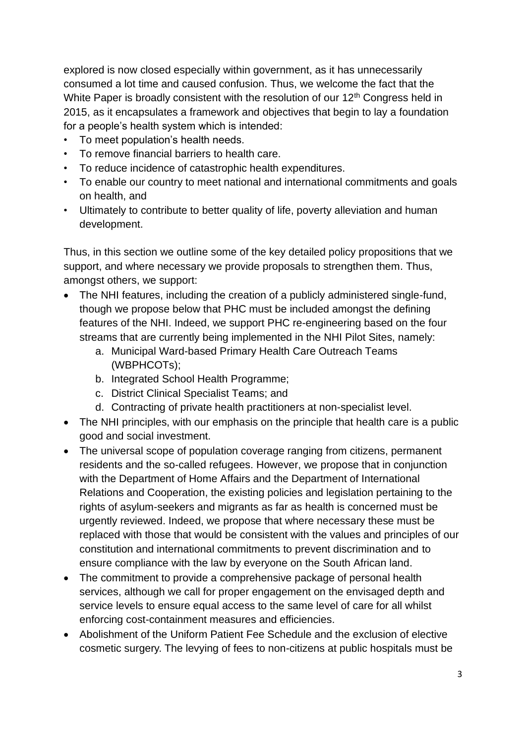explored is now closed especially within government, as it has unnecessarily consumed a lot time and caused confusion. Thus, we welcome the fact that the White Paper is broadly consistent with the resolution of our 12th Congress held in 2015, as it encapsulates a framework and objectives that begin to lay a foundation for a people's health system which is intended:

- To meet population's health needs.
- To remove financial barriers to health care.
- To reduce incidence of catastrophic health expenditures.
- To enable our country to meet national and international commitments and goals on health, and
- Ultimately to contribute to better quality of life, poverty alleviation and human development.

Thus, in this section we outline some of the key detailed policy propositions that we support, and where necessary we provide proposals to strengthen them. Thus, amongst others, we support:

- The NHI features, including the creation of a publicly administered single-fund, though we propose below that PHC must be included amongst the defining features of the NHI. Indeed, we support PHC re-engineering based on the four streams that are currently being implemented in the NHI Pilot Sites, namely:
    a. Municipal Ward-based Primary Health Care Outreach Teams (WBPHCOTs);
    b. Integrated School Health Programme;
    c. District Clinical Specialist Teams; and
    d. Contracting of private health practitioners at non-specialist level.
- The NHI principles, with our emphasis on the principle that health care is a public good and social investment.
- The universal scope of population coverage ranging from citizens, permanent residents and the so-called refugees. However, we propose that in conjunction with the Department of Home Affairs and the Department of International Relations and Cooperation, the existing policies and legislation pertaining to the rights of asylum-seekers and migrants as far as health is concerned must be urgently reviewed. Indeed, we propose that where necessary these must be replaced with those that would be consistent with the values and principles of our constitution and international commitments to prevent discrimination and to ensure compliance with the law by everyone on the South African land.
- The commitment to provide a comprehensive package of personal health services, although we call for proper engagement on the envisaged depth and service levels to ensure equal access to the same level of care for all whilst enforcing cost-containment measures and efficiencies.
- Abolishment of the Uniform Patient Fee Schedule and the exclusion of elective cosmetic surgery. The levying of fees to non-citizens at public hospitals must be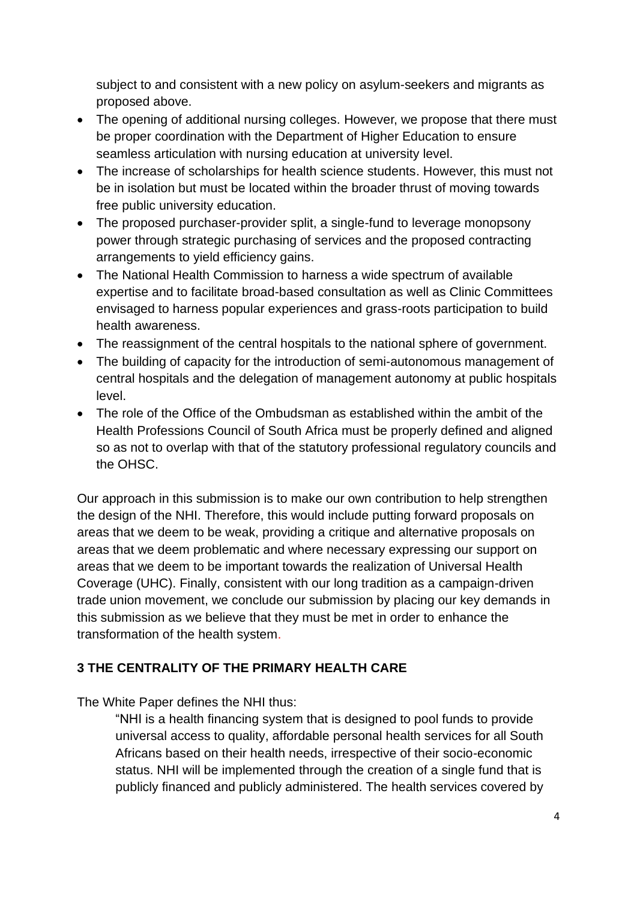subject to and consistent with a new policy on asylum-seekers and migrants as proposed above.

- The opening of additional nursing colleges. However, we propose that there must be proper coordination with the Department of Higher Education to ensure seamless articulation with nursing education at university level.
- The increase of scholarships for health science students. However, this must not be in isolation but must be located within the broader thrust of moving towards free public university education.
- The proposed purchaser-provider split, a single-fund to leverage monopsony power through strategic purchasing of services and the proposed contracting arrangements to yield efficiency gains.
- The National Health Commission to harness a wide spectrum of available expertise and to facilitate broad-based consultation as well as Clinic Committees envisaged to harness popular experiences and grass-roots participation to build health awareness.
- The reassignment of the central hospitals to the national sphere of government.
- The building of capacity for the introduction of semi-autonomous management of central hospitals and the delegation of management autonomy at public hospitals level.
- The role of the Office of the Ombudsman as established within the ambit of the Health Professions Council of South Africa must be properly defined and aligned so as not to overlap with that of the statutory professional regulatory councils and the OHSC.

Our approach in this submission is to make our own contribution to help strengthen the design of the NHI. Therefore, this would include putting forward proposals on areas that we deem to be weak, providing a critique and alternative proposals on areas that we deem problematic and where necessary expressing our support on areas that we deem to be important towards the realization of Universal Health Coverage (UHC). Finally, consistent with our long tradition as a campaign-driven trade union movement, we conclude our submission by placing our key demands in this submission as we believe that they must be met in order to enhance the transformation of the health system.

## 3 THE CENTRALITY OF THE PRIMARY HEALTH CARE

The White Paper defines the NHI thus:

> "NHI is a health financing system that is designed to pool funds to provide universal access to quality, affordable personal health services for all South Africans based on their health needs, irrespective of their socio-economic status. NHI will be implemented through the creation of a single fund that is publicly financed and publicly administered. The health services covered by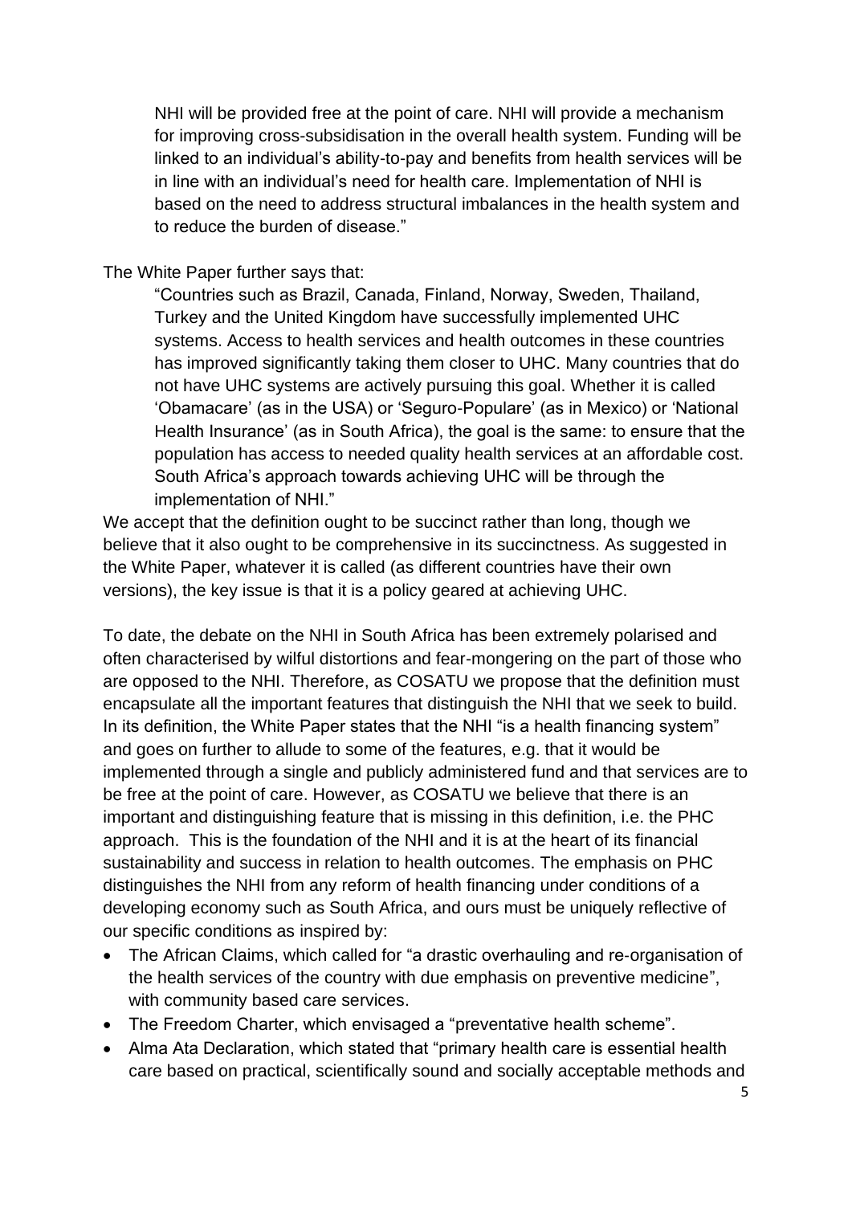> NHI will be provided free at the point of care. NHI will provide a mechanism for improving cross-subsidisation in the overall health system. Funding will be linked to an individual's ability-to-pay and benefits from health services will be in line with an individual's need for health care. Implementation of NHI is based on the need to address structural imbalances in the health system and to reduce the burden of disease."

The White Paper further says that:

> "Countries such as Brazil, Canada, Finland, Norway, Sweden, Thailand, Turkey and the United Kingdom have successfully implemented UHC systems. Access to health services and health outcomes in these countries has improved significantly taking them closer to UHC. Many countries that do not have UHC systems are actively pursuing this goal. Whether it is called 'Obamacare' (as in the USA) or 'Seguro-Populare' (as in Mexico) or 'National Health Insurance' (as in South Africa), the goal is the same: to ensure that the population has access to needed quality health services at an affordable cost. South Africa's approach towards achieving UHC will be through the implementation of NHI."

We accept that the definition ought to be succinct rather than long, though we believe that it also ought to be comprehensive in its succinctness. As suggested in the White Paper, whatever it is called (as different countries have their own versions), the key issue is that it is a policy geared at achieving UHC.

To date, the debate on the NHI in South Africa has been extremely polarised and often characterised by wilful distortions and fear-mongering on the part of those who are opposed to the NHI. Therefore, as COSATU we propose that the definition must encapsulate all the important features that distinguish the NHI that we seek to build. In its definition, the White Paper states that the NHI "is a health financing system" and goes on further to allude to some of the features, e.g. that it would be implemented through a single and publicly administered fund and that services are to be free at the point of care. However, as COSATU we believe that there is an important and distinguishing feature that is missing in this definition, i.e. the PHC approach. This is the foundation of the NHI and it is at the heart of its financial sustainability and success in relation to health outcomes. The emphasis on PHC distinguishes the NHI from any reform of health financing under conditions of a developing economy such as South Africa, and ours must be uniquely reflective of our specific conditions as inspired by:

- The African Claims, which called for "a drastic overhauling and re-organisation of the health services of the country with due emphasis on preventive medicine", with community based care services.
- The Freedom Charter, which envisaged a "preventative health scheme".
- Alma Ata Declaration, which stated that "primary health care is essential health care based on practical, scientifically sound and socially acceptable methods and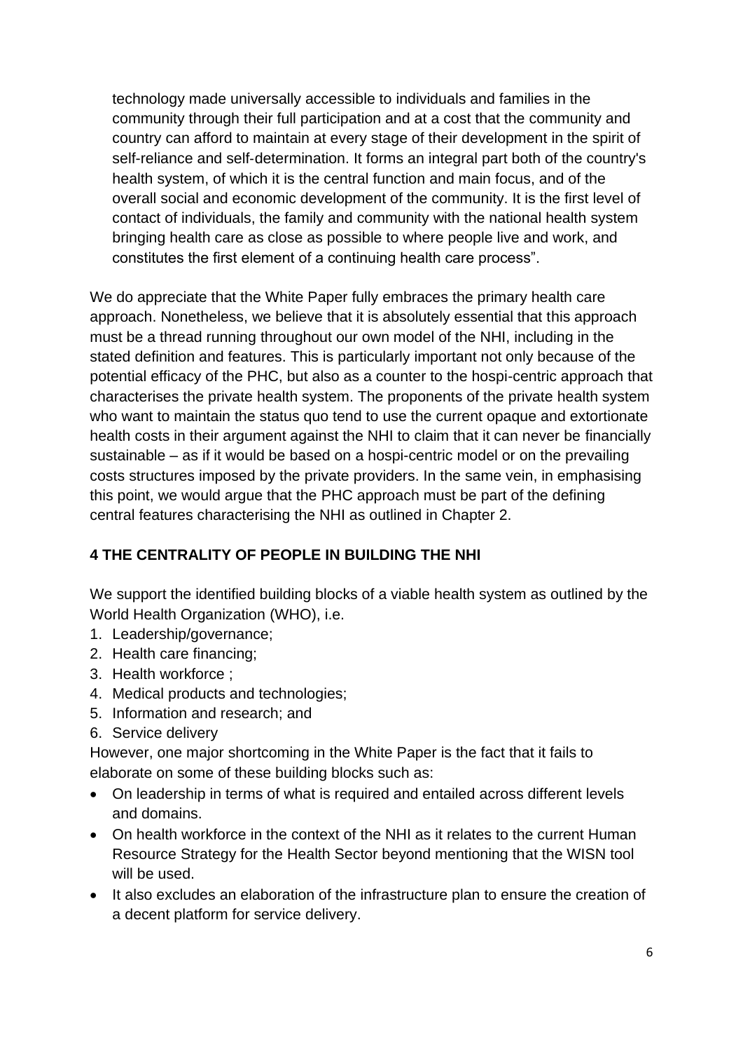> technology made universally accessible to individuals and families in the community through their full participation and at a cost that the community and country can afford to maintain at every stage of their development in the spirit of self-reliance and self-determination. It forms an integral part both of the country's health system, of which it is the central function and main focus, and of the overall social and economic development of the community. It is the first level of contact of individuals, the family and community with the national health system bringing health care as close as possible to where people live and work, and constitutes the first element of a continuing health care process".

We do appreciate that the White Paper fully embraces the primary health care approach. Nonetheless, we believe that it is absolutely essential that this approach must be a thread running throughout our own model of the NHI, including in the stated definition and features. This is particularly important not only because of the potential efficacy of the PHC, but also as a counter to the hospi-centric approach that characterises the private health system. The proponents of the private health system who want to maintain the status quo tend to use the current opaque and extortionate health costs in their argument against the NHI to claim that it can never be financially sustainable – as if it would be based on a hospi-centric model or on the prevailing costs structures imposed by the private providers. In the same vein, in emphasising this point, we would argue that the PHC approach must be part of the defining central features characterising the NHI as outlined in Chapter 2.

## 4 THE CENTRALITY OF PEOPLE IN BUILDING THE NHI

We support the identified building blocks of a viable health system as outlined by the World Health Organization (WHO), i.e.

1. Leadership/governance;
2. Health care financing;
3. Health workforce ;
4. Medical products and technologies;
5. Information and research; and
6. Service delivery

However, one major shortcoming in the White Paper is the fact that it fails to elaborate on some of these building blocks such as:

- On leadership in terms of what is required and entailed across different levels and domains.
- On health workforce in the context of the NHI as it relates to the current Human Resource Strategy for the Health Sector beyond mentioning that the WISN tool will be used.
- It also excludes an elaboration of the infrastructure plan to ensure the creation of a decent platform for service delivery.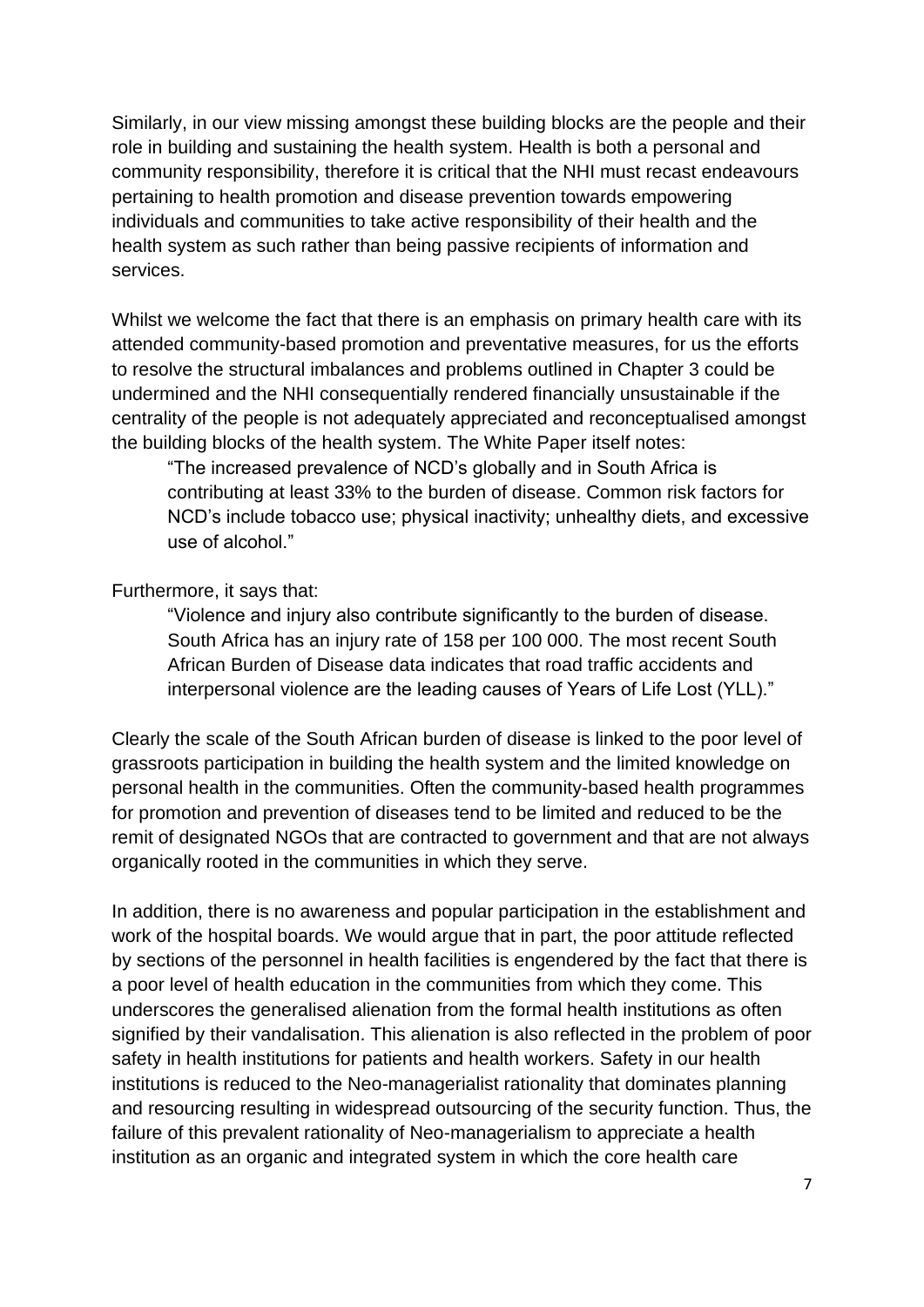Similarly, in our view missing amongst these building blocks are the people and their role in building and sustaining the health system. Health is both a personal and community responsibility, therefore it is critical that the NHI must recast endeavours pertaining to health promotion and disease prevention towards empowering individuals and communities to take active responsibility of their health and the health system as such rather than being passive recipients of information and services.

Whilst we welcome the fact that there is an emphasis on primary health care with its attended community-based promotion and preventative measures, for us the efforts to resolve the structural imbalances and problems outlined in Chapter 3 could be undermined and the NHI consequentially rendered financially unsustainable if the centrality of the people is not adequately appreciated and reconceptualised amongst the building blocks of the health system. The White Paper itself notes:

> "The increased prevalence of NCD's globally and in South Africa is contributing at least 33% to the burden of disease. Common risk factors for NCD's include tobacco use; physical inactivity; unhealthy diets, and excessive use of alcohol."

Furthermore, it says that:

> "Violence and injury also contribute significantly to the burden of disease. South Africa has an injury rate of 158 per 100 000. The most recent South African Burden of Disease data indicates that road traffic accidents and interpersonal violence are the leading causes of Years of Life Lost (YLL)."

Clearly the scale of the South African burden of disease is linked to the poor level of grassroots participation in building the health system and the limited knowledge on personal health in the communities. Often the community-based health programmes for promotion and prevention of diseases tend to be limited and reduced to be the remit of designated NGOs that are contracted to government and that are not always organically rooted in the communities in which they serve.

In addition, there is no awareness and popular participation in the establishment and work of the hospital boards. We would argue that in part, the poor attitude reflected by sections of the personnel in health facilities is engendered by the fact that there is a poor level of health education in the communities from which they come. This underscores the generalised alienation from the formal health institutions as often signified by their vandalisation. This alienation is also reflected in the problem of poor safety in health institutions for patients and health workers. Safety in our health institutions is reduced to the Neo-managerialist rationality that dominates planning and resourcing resulting in widespread outsourcing of the security function. Thus, the failure of this prevalent rationality of Neo-managerialism to appreciate a health institution as an organic and integrated system in which the core health care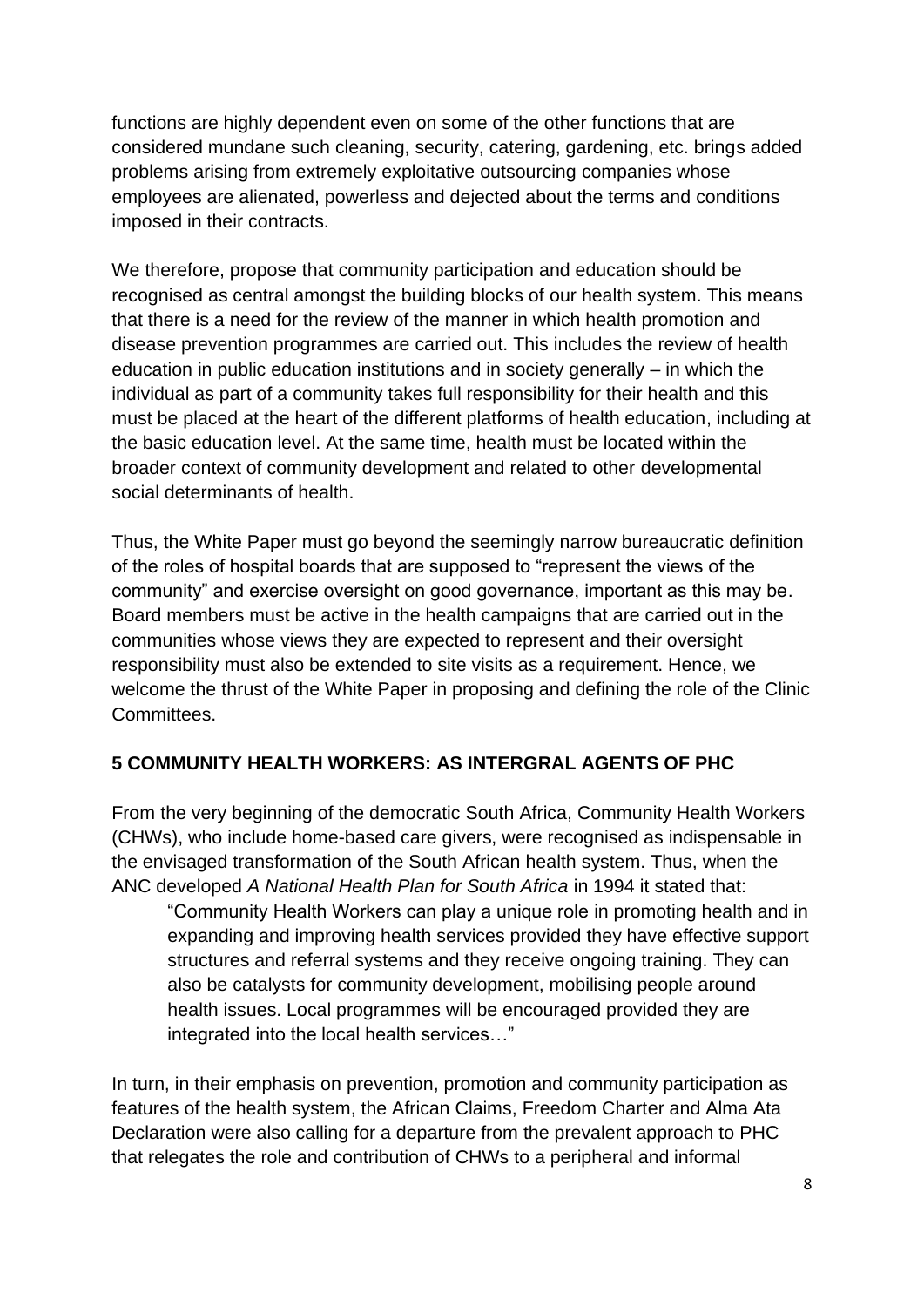functions are highly dependent even on some of the other functions that are considered mundane such cleaning, security, catering, gardening, etc. brings added problems arising from extremely exploitative outsourcing companies whose employees are alienated, powerless and dejected about the terms and conditions imposed in their contracts.

We therefore, propose that community participation and education should be recognised as central amongst the building blocks of our health system. This means that there is a need for the review of the manner in which health promotion and disease prevention programmes are carried out. This includes the review of health education in public education institutions and in society generally – in which the individual as part of a community takes full responsibility for their health and this must be placed at the heart of the different platforms of health education, including at the basic education level. At the same time, health must be located within the broader context of community development and related to other developmental social determinants of health.

Thus, the White Paper must go beyond the seemingly narrow bureaucratic definition of the roles of hospital boards that are supposed to "represent the views of the community" and exercise oversight on good governance, important as this may be. Board members must be active in the health campaigns that are carried out in the communities whose views they are expected to represent and their oversight responsibility must also be extended to site visits as a requirement. Hence, we welcome the thrust of the White Paper in proposing and defining the role of the Clinic Committees.

## 5 COMMUNITY HEALTH WORKERS: AS INTERGRAL AGENTS OF PHC

From the very beginning of the democratic South Africa, Community Health Workers (CHWs), who include home-based care givers, were recognised as indispensable in the envisaged transformation of the South African health system. Thus, when the ANC developed *A National Health Plan for South Africa* in 1994 it stated that:

> "Community Health Workers can play a unique role in promoting health and in expanding and improving health services provided they have effective support structures and referral systems and they receive ongoing training. They can also be catalysts for community development, mobilising people around health issues. Local programmes will be encouraged provided they are integrated into the local health services…"

In turn, in their emphasis on prevention, promotion and community participation as features of the health system, the African Claims, Freedom Charter and Alma Ata Declaration were also calling for a departure from the prevalent approach to PHC that relegates the role and contribution of CHWs to a peripheral and informal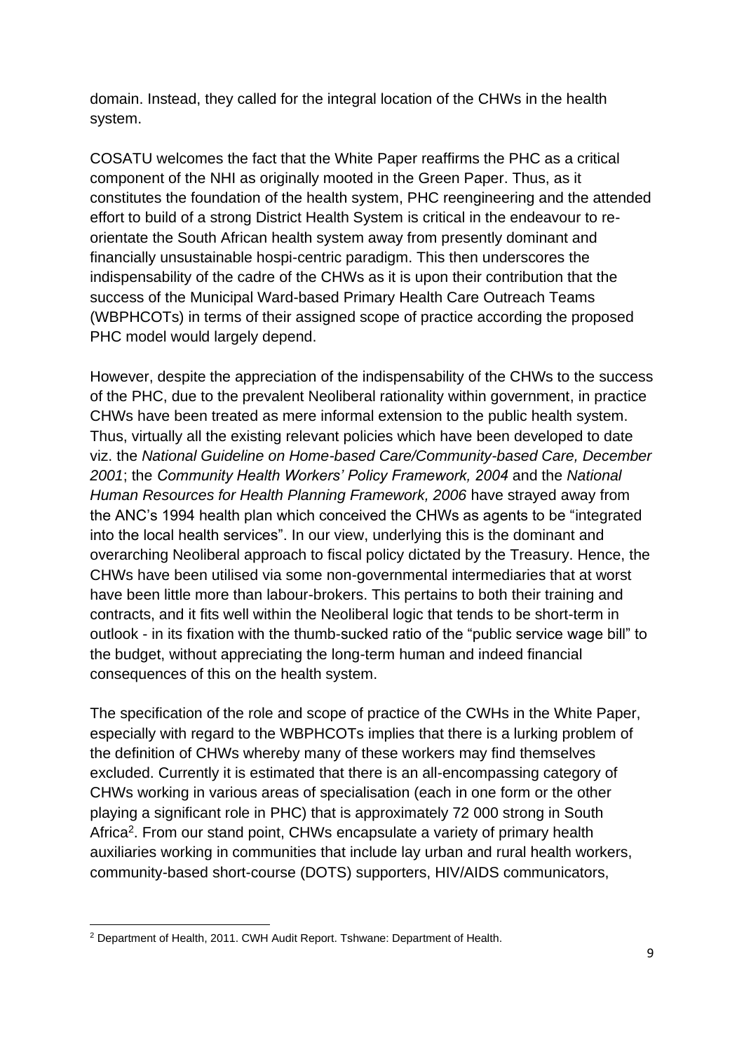domain. Instead, they called for the integral location of the CHWs in the health system.

COSATU welcomes the fact that the White Paper reaffirms the PHC as a critical component of the NHI as originally mooted in the Green Paper. Thus, as it constitutes the foundation of the health system, PHC reengineering and the attended effort to build of a strong District Health System is critical in the endeavour to re-orientate the South African health system away from presently dominant and financially unsustainable hospi-centric paradigm. This then underscores the indispensability of the cadre of the CHWs as it is upon their contribution that the success of the Municipal Ward-based Primary Health Care Outreach Teams (WBPHCOTs) in terms of their assigned scope of practice according the proposed PHC model would largely depend.

However, despite the appreciation of the indispensability of the CHWs to the success of the PHC, due to the prevalent Neoliberal rationality within government, in practice CHWs have been treated as mere informal extension to the public health system. Thus, virtually all the existing relevant policies which have been developed to date viz. the *National Guideline on Home-based Care/Community-based Care, December 2001*; the *Community Health Workers' Policy Framework, 2004* and the *National Human Resources for Health Planning Framework, 2006* have strayed away from the ANC's 1994 health plan which conceived the CHWs as agents to be "integrated into the local health services". In our view, underlying this is the dominant and overarching Neoliberal approach to fiscal policy dictated by the Treasury. Hence, the CHWs have been utilised via some non-governmental intermediaries that at worst have been little more than labour-brokers. This pertains to both their training and contracts, and it fits well within the Neoliberal logic that tends to be short-term in outlook - in its fixation with the thumb-sucked ratio of the "public service wage bill" to the budget, without appreciating the long-term human and indeed financial consequences of this on the health system.

The specification of the role and scope of practice of the CWHs in the White Paper, especially with regard to the WBPHCOTs implies that there is a lurking problem of the definition of CHWs whereby many of these workers may find themselves excluded. Currently it is estimated that there is an all-encompassing category of CHWs working in various areas of specialisation (each in one form or the other playing a significant role in PHC) that is approximately 72 000 strong in South Africa[2]. From our stand point, CHWs encapsulate a variety of primary health auxiliaries working in communities that include lay urban and rural health workers, community-based short-course (DOTS) supporters, HIV/AIDS communicators,

[2] Department of Health, 2011. CWH Audit Report. Tshwane: Department of Health.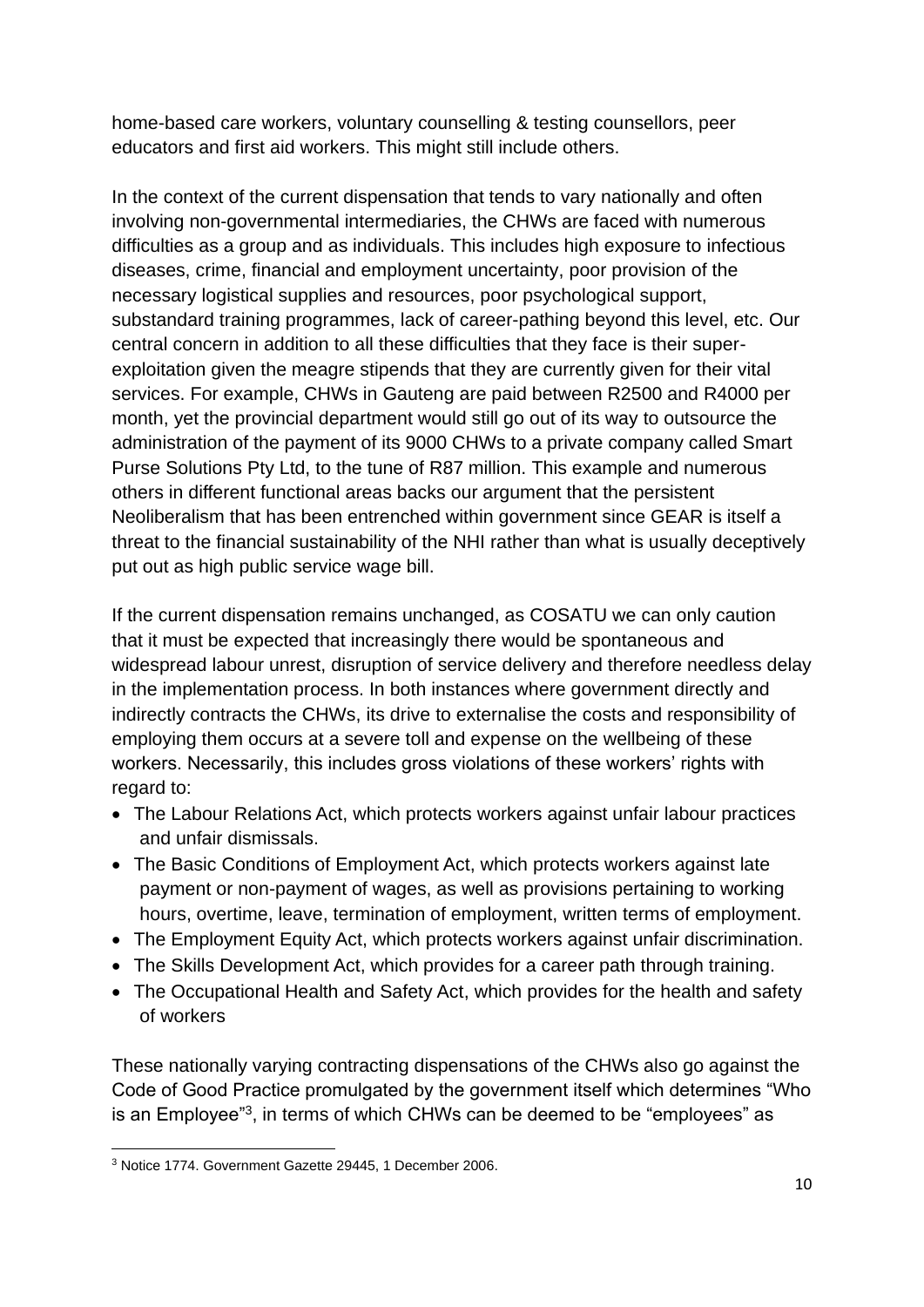home-based care workers, voluntary counselling & testing counsellors, peer educators and first aid workers. This might still include others.

In the context of the current dispensation that tends to vary nationally and often involving non-governmental intermediaries, the CHWs are faced with numerous difficulties as a group and as individuals. This includes high exposure to infectious diseases, crime, financial and employment uncertainty, poor provision of the necessary logistical supplies and resources, poor psychological support, substandard training programmes, lack of career-pathing beyond this level, etc. Our central concern in addition to all these difficulties that they face is their super-exploitation given the meagre stipends that they are currently given for their vital services. For example, CHWs in Gauteng are paid between R2500 and R4000 per month, yet the provincial department would still go out of its way to outsource the administration of the payment of its 9000 CHWs to a private company called Smart Purse Solutions Pty Ltd, to the tune of R87 million. This example and numerous others in different functional areas backs our argument that the persistent Neoliberalism that has been entrenched within government since GEAR is itself a threat to the financial sustainability of the NHI rather than what is usually deceptively put out as high public service wage bill.

If the current dispensation remains unchanged, as COSATU we can only caution that it must be expected that increasingly there would be spontaneous and widespread labour unrest, disruption of service delivery and therefore needless delay in the implementation process. In both instances where government directly and indirectly contracts the CHWs, its drive to externalise the costs and responsibility of employing them occurs at a severe toll and expense on the wellbeing of these workers. Necessarily, this includes gross violations of these workers' rights with regard to:

- The Labour Relations Act, which protects workers against unfair labour practices and unfair dismissals.
- The Basic Conditions of Employment Act, which protects workers against late payment or non-payment of wages, as well as provisions pertaining to working hours, overtime, leave, termination of employment, written terms of employment.
- The Employment Equity Act, which protects workers against unfair discrimination.
- The Skills Development Act, which provides for a career path through training.
- The Occupational Health and Safety Act, which provides for the health and safety of workers

These nationally varying contracting dispensations of the CHWs also go against the Code of Good Practice promulgated by the government itself which determines "Who is an Employee"[3], in terms of which CHWs can be deemed to be "employees" as

[3] Notice 1774. Government Gazette 29445, 1 December 2006.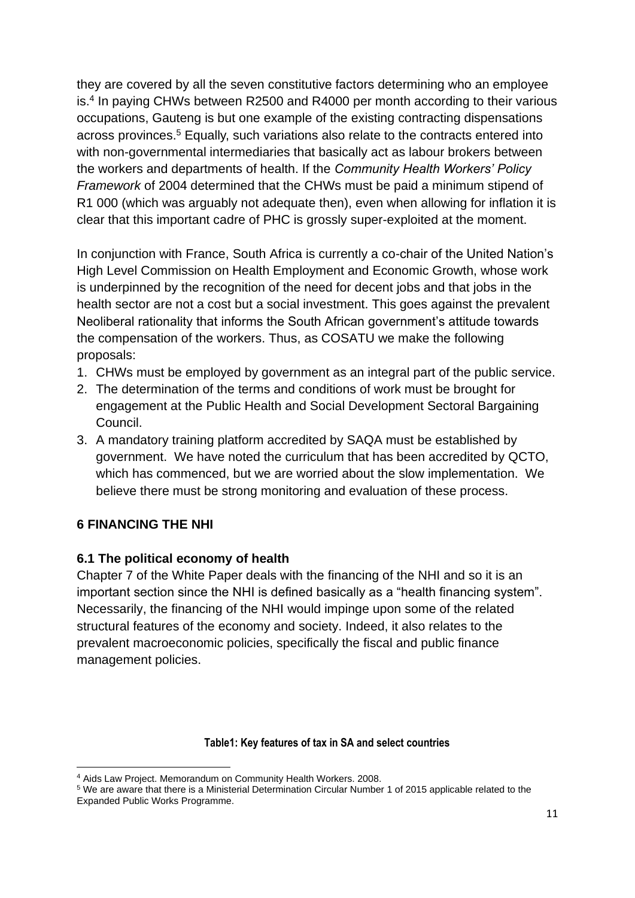they are covered by all the seven constitutive factors determining who an employee is.[4] In paying CHWs between R2500 and R4000 per month according to their various occupations, Gauteng is but one example of the existing contracting dispensations across provinces.[5] Equally, such variations also relate to the contracts entered into with non-governmental intermediaries that basically act as labour brokers between the workers and departments of health. If the *Community Health Workers' Policy Framework* of 2004 determined that the CHWs must be paid a minimum stipend of R1 000 (which was arguably not adequate then), even when allowing for inflation it is clear that this important cadre of PHC is grossly super-exploited at the moment.

In conjunction with France, South Africa is currently a co-chair of the United Nation's High Level Commission on Health Employment and Economic Growth, whose work is underpinned by the recognition of the need for decent jobs and that jobs in the health sector are not a cost but a social investment. This goes against the prevalent Neoliberal rationality that informs the South African government's attitude towards the compensation of the workers. Thus, as COSATU we make the following proposals:

1. CHWs must be employed by government as an integral part of the public service.
2. The determination of the terms and conditions of work must be brought for engagement at the Public Health and Social Development Sectoral Bargaining Council.
3. A mandatory training platform accredited by SAQA must be established by government. We have noted the curriculum that has been accredited by QCTO, which has commenced, but we are worried about the slow implementation. We believe there must be strong monitoring and evaluation of these process.

## 6 FINANCING THE NHI

### 6.1 The political economy of health

Chapter 7 of the White Paper deals with the financing of the NHI and so it is an important section since the NHI is defined basically as a "health financing system". Necessarily, the financing of the NHI would impinge upon some of the related structural features of the economy and society. Indeed, it also relates to the prevalent macroeconomic policies, specifically the fiscal and public finance management policies.

**Table1: Key features of tax in SA and select countries**

---

[4] Aids Law Project. Memorandum on Community Health Workers. 2008.

[5] We are aware that there is a Ministerial Determination Circular Number 1 of 2015 applicable related to the Expanded Public Works Programme.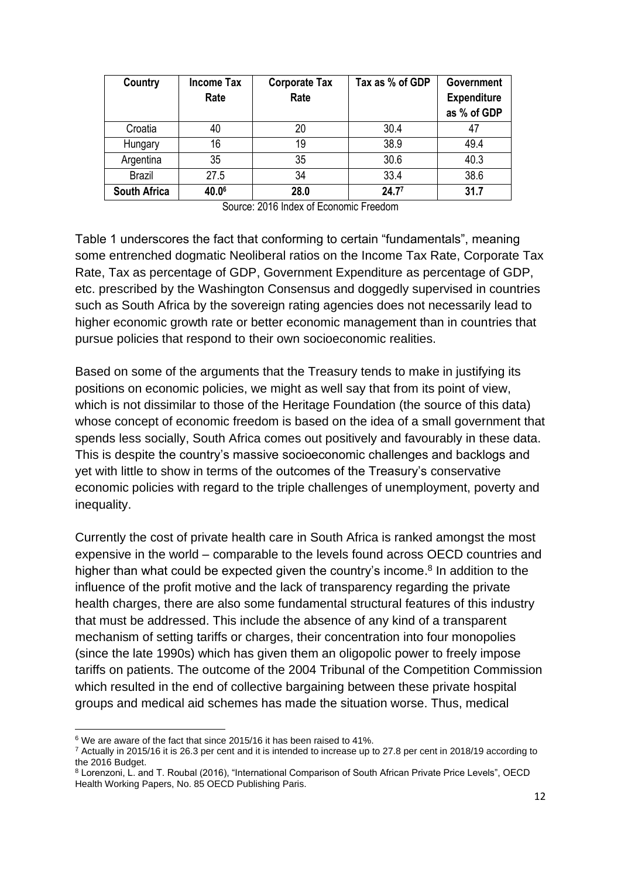| Country | Income Tax Rate | Corporate Tax Rate | Tax as % of GDP | Government Expenditure as % of GDP |
|---|---|---|---|---|
| Croatia | 40 | 20 | 30.4 | 47 |
| Hungary | 16 | 19 | 38.9 | 49.4 |
| Argentina | 35 | 35 | 30.6 | 40.3 |
| Brazil | 27.5 | 34 | 33.4 | 38.6 |
| **South Africa** | **40.0**[6] | **28.0** | **24.7**[7] | **31.7** |

Source: 2016 Index of Economic Freedom

Table 1 underscores the fact that conforming to certain "fundamentals", meaning some entrenched dogmatic Neoliberal ratios on the Income Tax Rate, Corporate Tax Rate, Tax as percentage of GDP, Government Expenditure as percentage of GDP, etc. prescribed by the Washington Consensus and doggedly supervised in countries such as South Africa by the sovereign rating agencies does not necessarily lead to higher economic growth rate or better economic management than in countries that pursue policies that respond to their own socioeconomic realities.

Based on some of the arguments that the Treasury tends to make in justifying its positions on economic policies, we might as well say that from its point of view, which is not dissimilar to those of the Heritage Foundation (the source of this data) whose concept of economic freedom is based on the idea of a small government that spends less socially, South Africa comes out positively and favourably in these data. This is despite the country's massive socioeconomic challenges and backlogs and yet with little to show in terms of the outcomes of the Treasury's conservative economic policies with regard to the triple challenges of unemployment, poverty and inequality.

Currently the cost of private health care in South Africa is ranked amongst the most expensive in the world – comparable to the levels found across OECD countries and higher than what could be expected given the country's income.[8] In addition to the influence of the profit motive and the lack of transparency regarding the private health charges, there are also some fundamental structural features of this industry that must be addressed. This include the absence of any kind of a transparent mechanism of setting tariffs or charges, their concentration into four monopolies (since the late 1990s) which has given them an oligopolic power to freely impose tariffs on patients. The outcome of the 2004 Tribunal of the Competition Commission which resulted in the end of collective bargaining between these private hospital groups and medical aid schemes has made the situation worse. Thus, medical

[6] We are aware of the fact that since 2015/16 it has been raised to 41%.

[7] Actually in 2015/16 it is 26.3 per cent and it is intended to increase up to 27.8 per cent in 2018/19 according to the 2016 Budget.

[8] Lorenzoni, L. and T. Roubal (2016), "International Comparison of South African Private Price Levels", OECD Health Working Papers, No. 85 OECD Publishing Paris.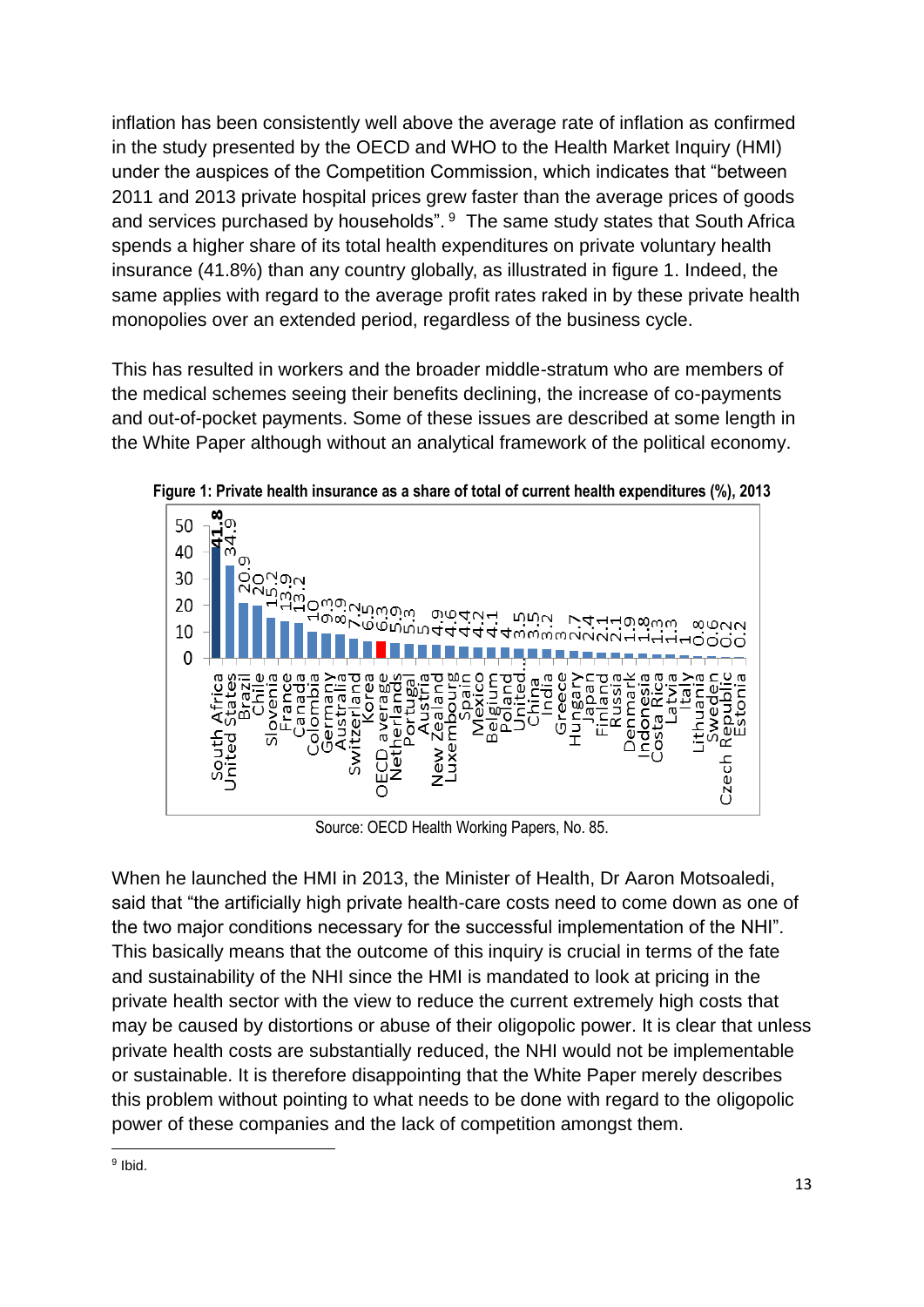inflation has been consistently well above the average rate of inflation as confirmed in the study presented by the OECD and WHO to the Health Market Inquiry (HMI) under the auspices of the Competition Commission, which indicates that "between 2011 and 2013 private hospital prices grew faster than the average prices of goods and services purchased by households".[9] The same study states that South Africa spends a higher share of its total health expenditures on private voluntary health insurance (41.8%) than any country globally, as illustrated in figure 1. Indeed, the same applies with regard to the average profit rates raked in by these private health monopolies over an extended period, regardless of the business cycle.

This has resulted in workers and the broader middle-stratum who are members of the medical schemes seeing their benefits declining, the increase of co-payments and out-of-pocket payments. Some of these issues are described at some length in the White Paper although without an analytical framework of the political economy.

**Figure 1: Private health insurance as a share of total of current health expenditures (%), 2013**

| Country | % |
|---|---|
| South Africa | **41.8** |
| United States | 34.9 |
| Brazil | 20.9 |
| Chile | 20 |
| Slovenia | 15.2 |
| France | 13.9 |
| Canada | 13.2 |
| Colombia | 10 |
| Germany | 9.3 |
| Australia | 8.9 |
| Switzerland | 7.2 |
| Korea | 6.5 |
| OECD average | 6.3 |
| Netherlands | 5.9 |
| Portugal | 5.3 |
| Austria | 5 |
| New Zealand | 4.9 |
| Luxembourg | 4.6 |
| Spain | 4.4 |
| Mexico | 4.2 |
| Belgium | 4.1 |
| Poland | 4 |
| United... | 3.5 |
| China | 3.5 |
| India | 3.2 |
| Greece | 3 |
| Hungary | 2.7 |
| Japan | 2.4 |
| Finland | 2.1 |
| Russia | 2.1 |
| Denmark | 1.9 |
| Indonesia | 1.8 |
| Costa Rica | 1.3 |
| Latvia | 1.3 |
| Italy | 1 |
| Lithuania | 0.8 |
| Sweden | 0.6 |
| Czech Republic | 0.2 |
| Estonia | 0.2 |

Source: OECD Health Working Papers, No. 85.

When he launched the HMI in 2013, the Minister of Health, Dr Aaron Motsoaledi, said that "the artificially high private health-care costs need to come down as one of the two major conditions necessary for the successful implementation of the NHI". This basically means that the outcome of this inquiry is crucial in terms of the fate and sustainability of the NHI since the HMI is mandated to look at pricing in the private health sector with the view to reduce the current extremely high costs that may be caused by distortions or abuse of their oligopolic power. It is clear that unless private health costs are substantially reduced, the NHI would not be implementable or sustainable. It is therefore disappointing that the White Paper merely describes this problem without pointing to what needs to be done with regard to the oligopolic power of these companies and the lack of competition amongst them.

[9] Ibid.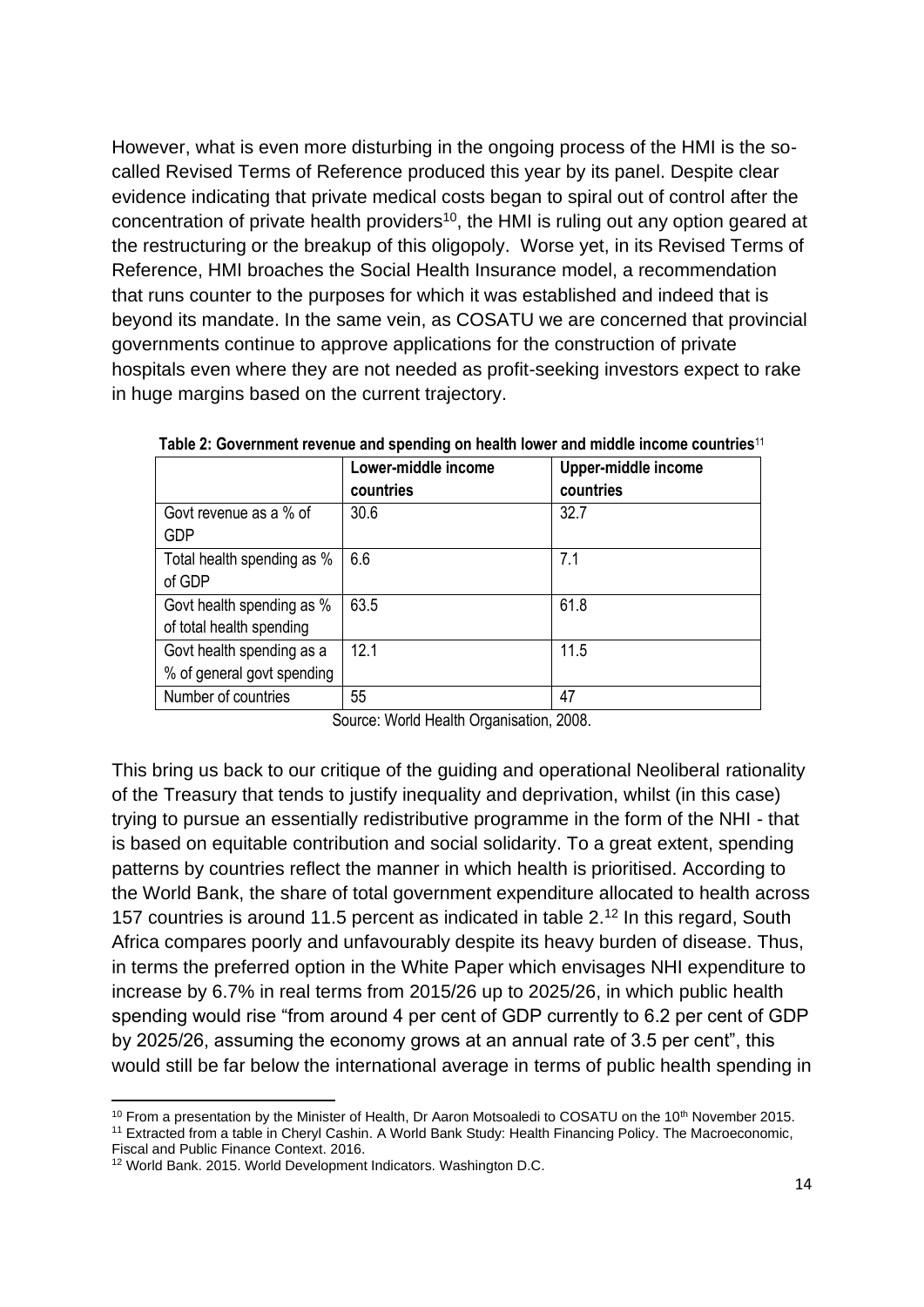However, what is even more disturbing in the ongoing process of the HMI is the so-called Revised Terms of Reference produced this year by its panel. Despite clear evidence indicating that private medical costs began to spiral out of control after the concentration of private health providers[10], the HMI is ruling out any option geared at the restructuring or the breakup of this oligopoly. Worse yet, in its Revised Terms of Reference, HMI broaches the Social Health Insurance model, a recommendation that runs counter to the purposes for which it was established and indeed that is beyond its mandate. In the same vein, as COSATU we are concerned that provincial governments continue to approve applications for the construction of private hospitals even where they are not needed as profit-seeking investors expect to rake in huge margins based on the current trajectory.

**Table 2: Government revenue and spending on health lower and middle income countries**[11]

| | Lower-middle income countries | Upper-middle income countries |
|---|---|---|
| Govt revenue as a % of GDP | 30.6 | 32.7 |
| Total health spending as % of GDP | 6.6 | 7.1 |
| Govt health spending as % of total health spending | 63.5 | 61.8 |
| Govt health spending as a % of general govt spending | 12.1 | 11.5 |
| Number of countries | 55 | 47 |

Source: World Health Organisation, 2008.

This bring us back to our critique of the guiding and operational Neoliberal rationality of the Treasury that tends to justify inequality and deprivation, whilst (in this case) trying to pursue an essentially redistributive programme in the form of the NHI - that is based on equitable contribution and social solidarity. To a great extent, spending patterns by countries reflect the manner in which health is prioritised. According to the World Bank, the share of total government expenditure allocated to health across 157 countries is around 11.5 percent as indicated in table 2.[12] In this regard, South Africa compares poorly and unfavourably despite its heavy burden of disease. Thus, in terms the preferred option in the White Paper which envisages NHI expenditure to increase by 6.7% in real terms from 2015/26 up to 2025/26, in which public health spending would rise "from around 4 per cent of GDP currently to 6.2 per cent of GDP by 2025/26, assuming the economy grows at an annual rate of 3.5 per cent", this would still be far below the international average in terms of public health spending in

---

[10] From a presentation by the Minister of Health, Dr Aaron Motsoaledi to COSATU on the 10th November 2015.

[11] Extracted from a table in Cheryl Cashin. A World Bank Study: Health Financing Policy. The Macroeconomic, Fiscal and Public Finance Context. 2016.

[12] World Bank. 2015. World Development Indicators. Washington D.C.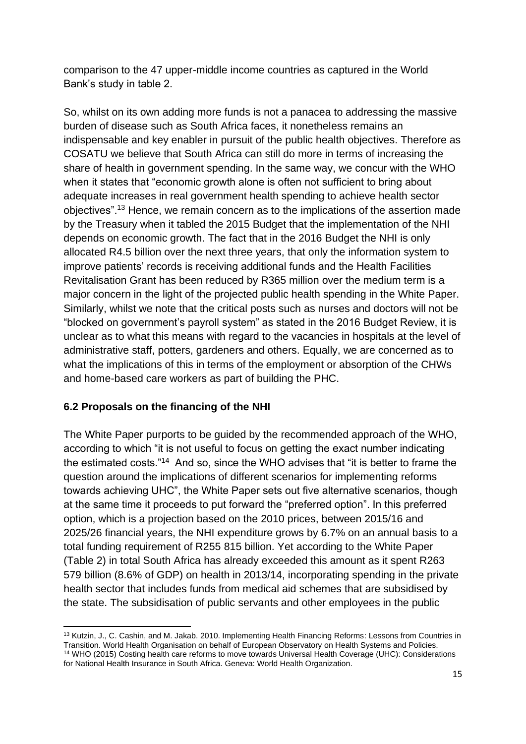comparison to the 47 upper-middle income countries as captured in the World Bank's study in table 2.

So, whilst on its own adding more funds is not a panacea to addressing the massive burden of disease such as South Africa faces, it nonetheless remains an indispensable and key enabler in pursuit of the public health objectives. Therefore as COSATU we believe that South Africa can still do more in terms of increasing the share of health in government spending. In the same way, we concur with the WHO when it states that "economic growth alone is often not sufficient to bring about adequate increases in real government health spending to achieve health sector objectives".[13] Hence, we remain concern as to the implications of the assertion made by the Treasury when it tabled the 2015 Budget that the implementation of the NHI depends on economic growth. The fact that in the 2016 Budget the NHI is only allocated R4.5 billion over the next three years, that only the information system to improve patients' records is receiving additional funds and the Health Facilities Revitalisation Grant has been reduced by R365 million over the medium term is a major concern in the light of the projected public health spending in the White Paper. Similarly, whilst we note that the critical posts such as nurses and doctors will not be "blocked on government's payroll system" as stated in the 2016 Budget Review, it is unclear as to what this means with regard to the vacancies in hospitals at the level of administrative staff, potters, gardeners and others. Equally, we are concerned as to what the implications of this in terms of the employment or absorption of the CHWs and home-based care workers as part of building the PHC.

### 6.2 Proposals on the financing of the NHI

The White Paper purports to be guided by the recommended approach of the WHO, according to which "it is not useful to focus on getting the exact number indicating the estimated costs."[14] And so, since the WHO advises that "it is better to frame the question around the implications of different scenarios for implementing reforms towards achieving UHC", the White Paper sets out five alternative scenarios, though at the same time it proceeds to put forward the "preferred option". In this preferred option, which is a projection based on the 2010 prices, between 2015/16 and 2025/26 financial years, the NHI expenditure grows by 6.7% on an annual basis to a total funding requirement of R255 815 billion. Yet according to the White Paper (Table 2) in total South Africa has already exceeded this amount as it spent R263 579 billion (8.6% of GDP) on health in 2013/14, incorporating spending in the private health sector that includes funds from medical aid schemes that are subsidised by the state. The subsidisation of public servants and other employees in the public

---

[13] Kutzin, J., C. Cashin, and M. Jakab. 2010. Implementing Health Financing Reforms: Lessons from Countries in Transition. World Health Organisation on behalf of European Observatory on Health Systems and Policies.

[14] WHO (2015) Costing health care reforms to move towards Universal Health Coverage (UHC): Considerations for National Health Insurance in South Africa. Geneva: World Health Organization.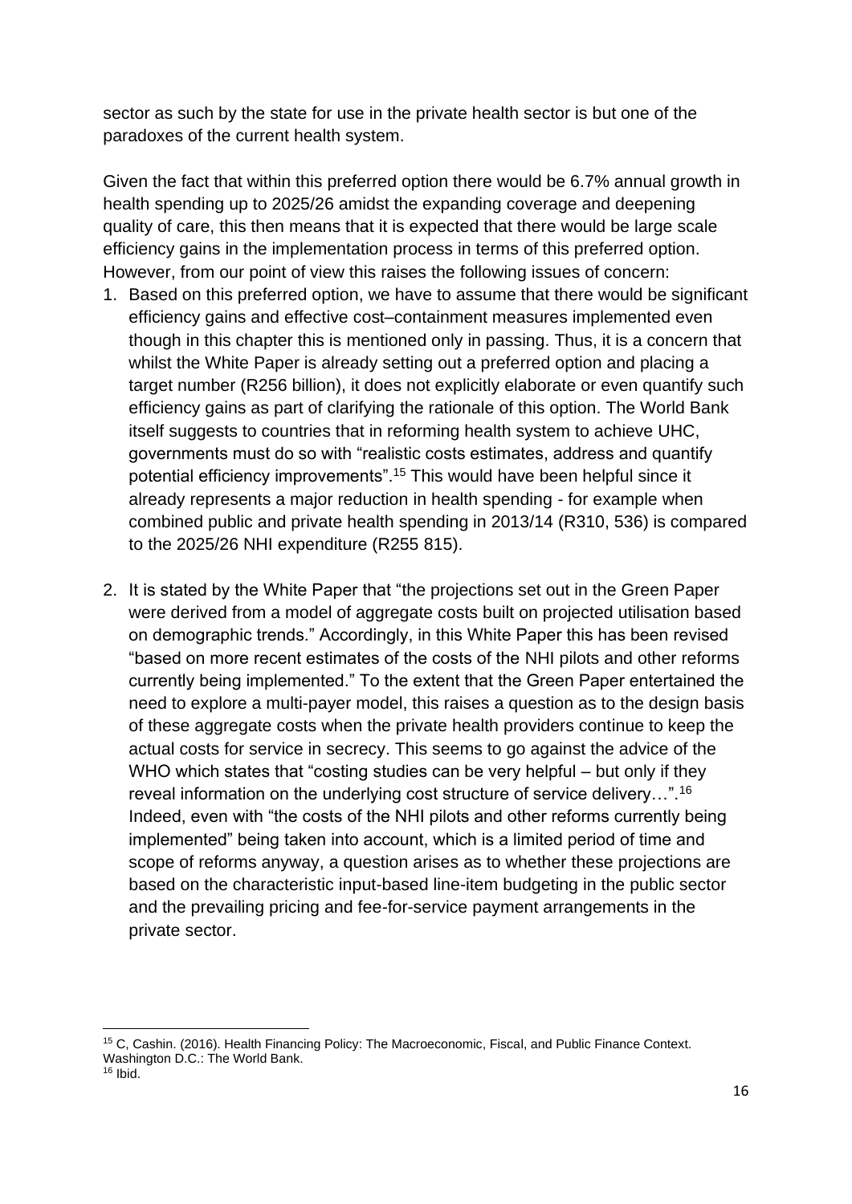sector as such by the state for use in the private health sector is but one of the paradoxes of the current health system.

Given the fact that within this preferred option there would be 6.7% annual growth in health spending up to 2025/26 amidst the expanding coverage and deepening quality of care, this then means that it is expected that there would be large scale efficiency gains in the implementation process in terms of this preferred option. However, from our point of view this raises the following issues of concern:

1. Based on this preferred option, we have to assume that there would be significant efficiency gains and effective cost–containment measures implemented even though in this chapter this is mentioned only in passing. Thus, it is a concern that whilst the White Paper is already setting out a preferred option and placing a target number (R256 billion), it does not explicitly elaborate or even quantify such efficiency gains as part of clarifying the rationale of this option. The World Bank itself suggests to countries that in reforming health system to achieve UHC, governments must do so with "realistic costs estimates, address and quantify potential efficiency improvements".[15] This would have been helpful since it already represents a major reduction in health spending - for example when combined public and private health spending in 2013/14 (R310, 536) is compared to the 2025/26 NHI expenditure (R255 815).

2. It is stated by the White Paper that "the projections set out in the Green Paper were derived from a model of aggregate costs built on projected utilisation based on demographic trends." Accordingly, in this White Paper this has been revised "based on more recent estimates of the costs of the NHI pilots and other reforms currently being implemented." To the extent that the Green Paper entertained the need to explore a multi-payer model, this raises a question as to the design basis of these aggregate costs when the private health providers continue to keep the actual costs for service in secrecy. This seems to go against the advice of the WHO which states that "costing studies can be very helpful – but only if they reveal information on the underlying cost structure of service delivery…".[16] Indeed, even with "the costs of the NHI pilots and other reforms currently being implemented" being taken into account, which is a limited period of time and scope of reforms anyway, a question arises as to whether these projections are based on the characteristic input-based line-item budgeting in the public sector and the prevailing pricing and fee-for-service payment arrangements in the private sector.

---

[15] C, Cashin. (2016). Health Financing Policy: The Macroeconomic, Fiscal, and Public Finance Context. Washington D.C.: The World Bank.

[16] Ibid.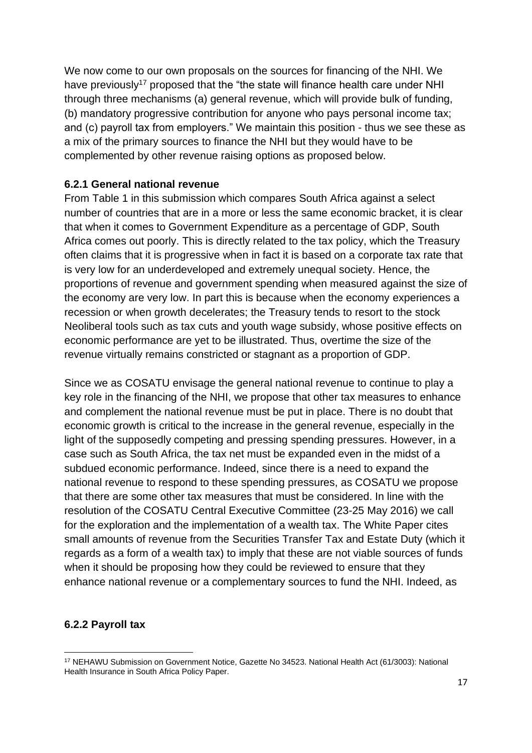We now come to our own proposals on the sources for financing of the NHI. We have previously[17] proposed that the "the state will finance health care under NHI through three mechanisms (a) general revenue, which will provide bulk of funding, (b) mandatory progressive contribution for anyone who pays personal income tax; and (c) payroll tax from employers." We maintain this position - thus we see these as a mix of the primary sources to finance the NHI but they would have to be complemented by other revenue raising options as proposed below.

### 6.2.1 General national revenue

From Table 1 in this submission which compares South Africa against a select number of countries that are in a more or less the same economic bracket, it is clear that when it comes to Government Expenditure as a percentage of GDP, South Africa comes out poorly. This is directly related to the tax policy, which the Treasury often claims that it is progressive when in fact it is based on a corporate tax rate that is very low for an underdeveloped and extremely unequal society. Hence, the proportions of revenue and government spending when measured against the size of the economy are very low. In part this is because when the economy experiences a recession or when growth decelerates; the Treasury tends to resort to the stock Neoliberal tools such as tax cuts and youth wage subsidy, whose positive effects on economic performance are yet to be illustrated. Thus, overtime the size of the revenue virtually remains constricted or stagnant as a proportion of GDP.

Since we as COSATU envisage the general national revenue to continue to play a key role in the financing of the NHI, we propose that other tax measures to enhance and complement the national revenue must be put in place. There is no doubt that economic growth is critical to the increase in the general revenue, especially in the light of the supposedly competing and pressing spending pressures. However, in a case such as South Africa, the tax net must be expanded even in the midst of a subdued economic performance. Indeed, since there is a need to expand the national revenue to respond to these spending pressures, as COSATU we propose that there are some other tax measures that must be considered. In line with the resolution of the COSATU Central Executive Committee (23-25 May 2016) we call for the exploration and the implementation of a wealth tax. The White Paper cites small amounts of revenue from the Securities Transfer Tax and Estate Duty (which it regards as a form of a wealth tax) to imply that these are not viable sources of funds when it should be proposing how they could be reviewed to ensure that they enhance national revenue or a complementary sources to fund the NHI. Indeed, as

### 6.2.2 Payroll tax

[17] NEHAWU Submission on Government Notice, Gazette No 34523. National Health Act (61/3003): National Health Insurance in South Africa Policy Paper.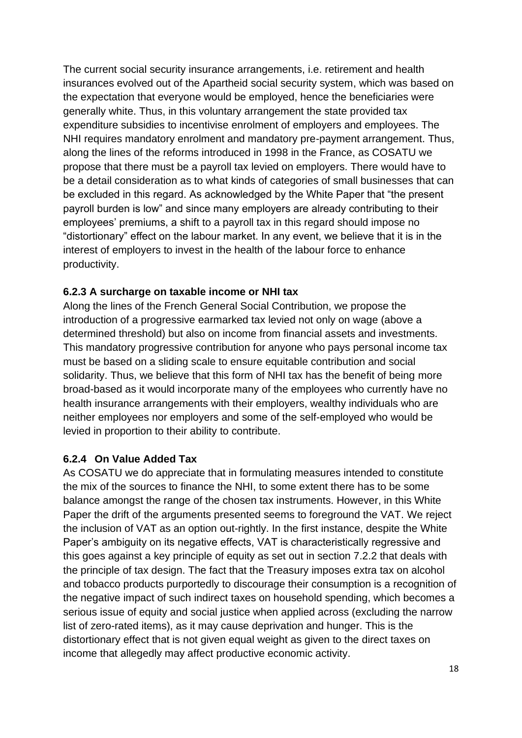The current social security insurance arrangements, i.e. retirement and health insurances evolved out of the Apartheid social security system, which was based on the expectation that everyone would be employed, hence the beneficiaries were generally white. Thus, in this voluntary arrangement the state provided tax expenditure subsidies to incentivise enrolment of employers and employees. The NHI requires mandatory enrolment and mandatory pre-payment arrangement. Thus, along the lines of the reforms introduced in 1998 in the France, as COSATU we propose that there must be a payroll tax levied on employers. There would have to be a detail consideration as to what kinds of categories of small businesses that can be excluded in this regard. As acknowledged by the White Paper that "the present payroll burden is low" and since many employers are already contributing to their employees' premiums, a shift to a payroll tax in this regard should impose no "distortionary" effect on the labour market. In any event, we believe that it is in the interest of employers to invest in the health of the labour force to enhance productivity.

### 6.2.3 A surcharge on taxable income or NHI tax

Along the lines of the French General Social Contribution, we propose the introduction of a progressive earmarked tax levied not only on wage (above a determined threshold) but also on income from financial assets and investments. This mandatory progressive contribution for anyone who pays personal income tax must be based on a sliding scale to ensure equitable contribution and social solidarity. Thus, we believe that this form of NHI tax has the benefit of being more broad-based as it would incorporate many of the employees who currently have no health insurance arrangements with their employers, wealthy individuals who are neither employees nor employers and some of the self-employed who would be levied in proportion to their ability to contribute.

### 6.2.4 On Value Added Tax

As COSATU we do appreciate that in formulating measures intended to constitute the mix of the sources to finance the NHI, to some extent there has to be some balance amongst the range of the chosen tax instruments. However, in this White Paper the drift of the arguments presented seems to foreground the VAT. We reject the inclusion of VAT as an option out-rightly. In the first instance, despite the White Paper's ambiguity on its negative effects, VAT is characteristically regressive and this goes against a key principle of equity as set out in section 7.2.2 that deals with the principle of tax design. The fact that the Treasury imposes extra tax on alcohol and tobacco products purportedly to discourage their consumption is a recognition of the negative impact of such indirect taxes on household spending, which becomes a serious issue of equity and social justice when applied across (excluding the narrow list of zero-rated items), as it may cause deprivation and hunger. This is the distortionary effect that is not given equal weight as given to the direct taxes on income that allegedly may affect productive economic activity.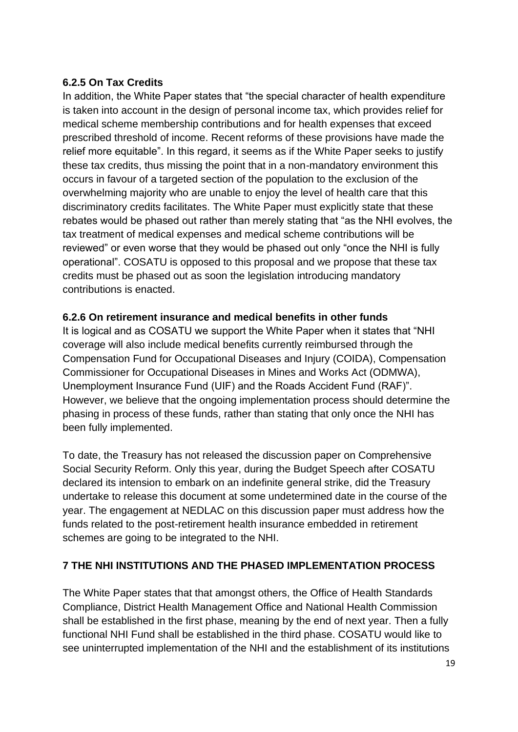#### 6.2.5 On Tax Credits

In addition, the White Paper states that "the special character of health expenditure is taken into account in the design of personal income tax, which provides relief for medical scheme membership contributions and for health expenses that exceed prescribed threshold of income. Recent reforms of these provisions have made the relief more equitable". In this regard, it seems as if the White Paper seeks to justify these tax credits, thus missing the point that in a non-mandatory environment this occurs in favour of a targeted section of the population to the exclusion of the overwhelming majority who are unable to enjoy the level of health care that this discriminatory credits facilitates. The White Paper must explicitly state that these rebates would be phased out rather than merely stating that "as the NHI evolves, the tax treatment of medical expenses and medical scheme contributions will be reviewed" or even worse that they would be phased out only "once the NHI is fully operational". COSATU is opposed to this proposal and we propose that these tax credits must be phased out as soon the legislation introducing mandatory contributions is enacted.

#### 6.2.6 On retirement insurance and medical benefits in other funds

It is logical and as COSATU we support the White Paper when it states that "NHI coverage will also include medical benefits currently reimbursed through the Compensation Fund for Occupational Diseases and Injury (COIDA), Compensation Commissioner for Occupational Diseases in Mines and Works Act (ODMWA), Unemployment Insurance Fund (UIF) and the Roads Accident Fund (RAF)". However, we believe that the ongoing implementation process should determine the phasing in process of these funds, rather than stating that only once the NHI has been fully implemented.

To date, the Treasury has not released the discussion paper on Comprehensive Social Security Reform. Only this year, during the Budget Speech after COSATU declared its intension to embark on an indefinite general strike, did the Treasury undertake to release this document at some undetermined date in the course of the year. The engagement at NEDLAC on this discussion paper must address how the funds related to the post-retirement health insurance embedded in retirement schemes are going to be integrated to the NHI.

## 7 THE NHI INSTITUTIONS AND THE PHASED IMPLEMENTATION PROCESS

The White Paper states that that amongst others, the Office of Health Standards Compliance, District Health Management Office and National Health Commission shall be established in the first phase, meaning by the end of next year. Then a fully functional NHI Fund shall be established in the third phase. COSATU would like to see uninterrupted implementation of the NHI and the establishment of its institutions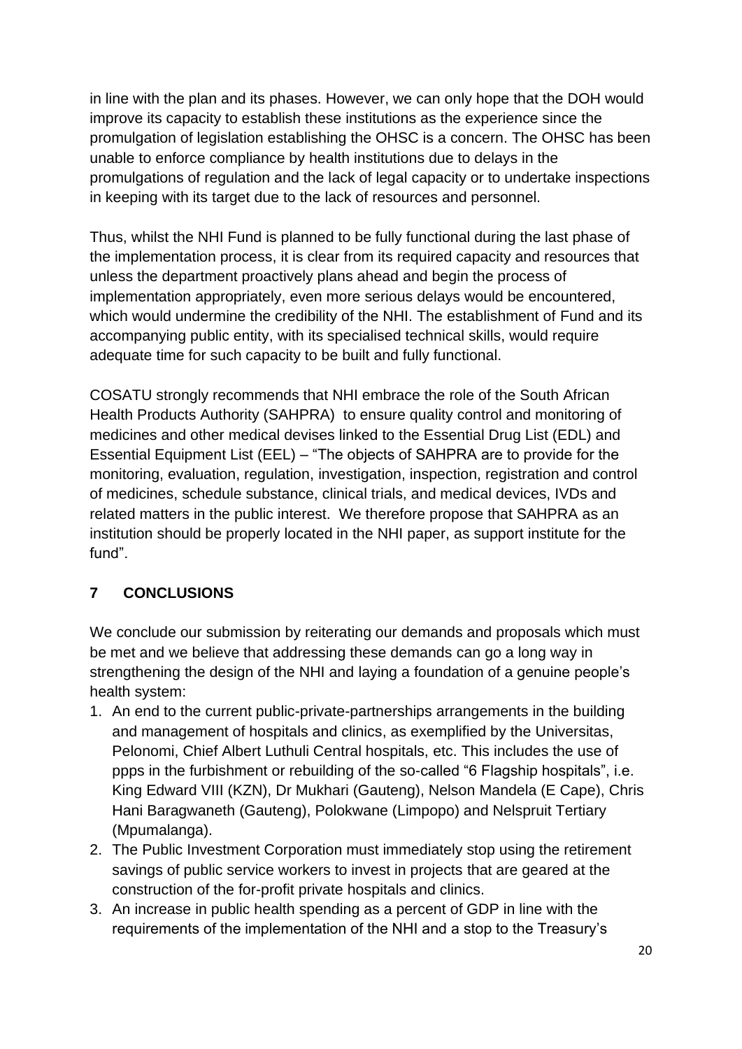in line with the plan and its phases. However, we can only hope that the DOH would improve its capacity to establish these institutions as the experience since the promulgation of legislation establishing the OHSC is a concern. The OHSC has been unable to enforce compliance by health institutions due to delays in the promulgations of regulation and the lack of legal capacity or to undertake inspections in keeping with its target due to the lack of resources and personnel.

Thus, whilst the NHI Fund is planned to be fully functional during the last phase of the implementation process, it is clear from its required capacity and resources that unless the department proactively plans ahead and begin the process of implementation appropriately, even more serious delays would be encountered, which would undermine the credibility of the NHI. The establishment of Fund and its accompanying public entity, with its specialised technical skills, would require adequate time for such capacity to be built and fully functional.

COSATU strongly recommends that NHI embrace the role of the South African Health Products Authority (SAHPRA) to ensure quality control and monitoring of medicines and other medical devises linked to the Essential Drug List (EDL) and Essential Equipment List (EEL) – "The objects of SAHPRA are to provide for the monitoring, evaluation, regulation, investigation, inspection, registration and control of medicines, schedule substance, clinical trials, and medical devices, IVDs and related matters in the public interest. We therefore propose that SAHPRA as an institution should be properly located in the NHI paper, as support institute for the fund".

## 7 CONCLUSIONS

We conclude our submission by reiterating our demands and proposals which must be met and we believe that addressing these demands can go a long way in strengthening the design of the NHI and laying a foundation of a genuine people's health system:

1. An end to the current public-private-partnerships arrangements in the building and management of hospitals and clinics, as exemplified by the Universitas, Pelonomi, Chief Albert Luthuli Central hospitals, etc. This includes the use of ppps in the furbishment or rebuilding of the so-called "6 Flagship hospitals", i.e. King Edward VIII (KZN), Dr Mukhari (Gauteng), Nelson Mandela (E Cape), Chris Hani Baragwaneth (Gauteng), Polokwane (Limpopo) and Nelspruit Tertiary (Mpumalanga).
2. The Public Investment Corporation must immediately stop using the retirement savings of public service workers to invest in projects that are geared at the construction of the for-profit private hospitals and clinics.
3. An increase in public health spending as a percent of GDP in line with the requirements of the implementation of the NHI and a stop to the Treasury's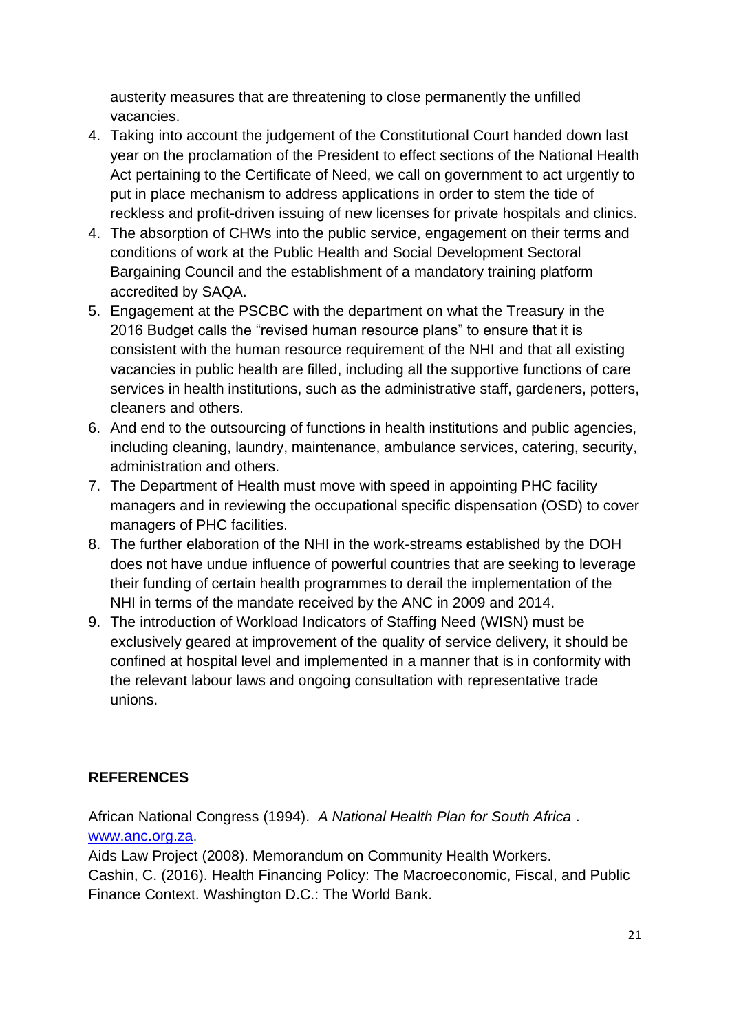austerity measures that are threatening to close permanently the unfilled vacancies.

4. Taking into account the judgement of the Constitutional Court handed down last year on the proclamation of the President to effect sections of the National Health Act pertaining to the Certificate of Need, we call on government to act urgently to put in place mechanism to address applications in order to stem the tide of reckless and profit-driven issuing of new licenses for private hospitals and clinics.
4. The absorption of CHWs into the public service, engagement on their terms and conditions of work at the Public Health and Social Development Sectoral Bargaining Council and the establishment of a mandatory training platform accredited by SAQA.
5. Engagement at the PSCBC with the department on what the Treasury in the 2016 Budget calls the "revised human resource plans" to ensure that it is consistent with the human resource requirement of the NHI and that all existing vacancies in public health are filled, including all the supportive functions of care services in health institutions, such as the administrative staff, gardeners, potters, cleaners and others.
6. And end to the outsourcing of functions in health institutions and public agencies, including cleaning, laundry, maintenance, ambulance services, catering, security, administration and others.
7. The Department of Health must move with speed in appointing PHC facility managers and in reviewing the occupational specific dispensation (OSD) to cover managers of PHC facilities.
8. The further elaboration of the NHI in the work-streams established by the DOH does not have undue influence of powerful countries that are seeking to leverage their funding of certain health programmes to derail the implementation of the NHI in terms of the mandate received by the ANC in 2009 and 2014.
9. The introduction of Workload Indicators of Staffing Need (WISN) must be exclusively geared at improvement of the quality of service delivery, it should be confined at hospital level and implemented in a manner that is in conformity with the relevant labour laws and ongoing consultation with representative trade unions.

## REFERENCES

African National Congress (1994). *A National Health Plan for South Africa* . [www.anc.org.za](http://www.anc.org.za).

Aids Law Project (2008). Memorandum on Community Health Workers.

Cashin, C. (2016). Health Financing Policy: The Macroeconomic, Fiscal, and Public Finance Context. Washington D.C.: The World Bank.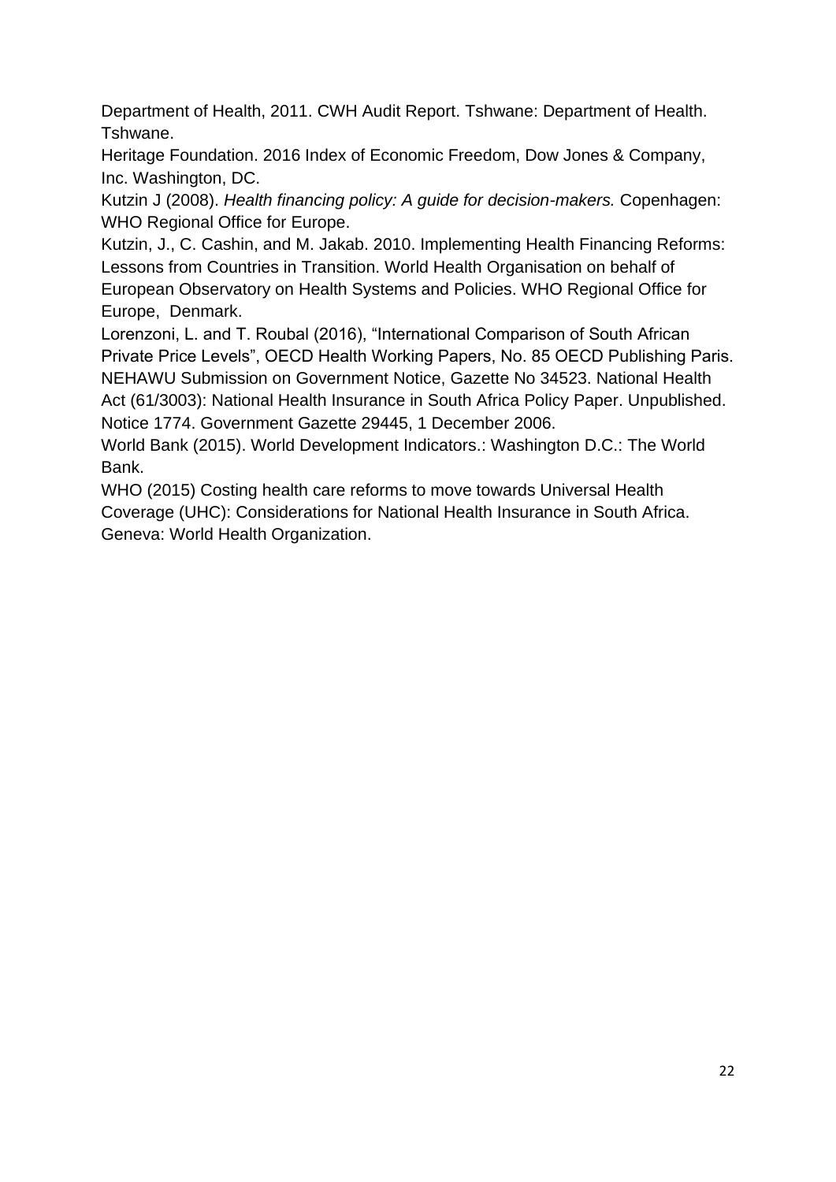Department of Health, 2011. CWH Audit Report. Tshwane: Department of Health. Tshwane.

Heritage Foundation. 2016 Index of Economic Freedom, Dow Jones & Company, Inc. Washington, DC.

Kutzin J (2008). *Health financing policy: A guide for decision-makers.* Copenhagen: WHO Regional Office for Europe.

Kutzin, J., C. Cashin, and M. Jakab. 2010. Implementing Health Financing Reforms: Lessons from Countries in Transition. World Health Organisation on behalf of European Observatory on Health Systems and Policies. WHO Regional Office for Europe, Denmark.

Lorenzoni, L. and T. Roubal (2016), "International Comparison of South African Private Price Levels", OECD Health Working Papers, No. 85 OECD Publishing Paris.

NEHAWU Submission on Government Notice, Gazette No 34523. National Health Act (61/3003): National Health Insurance in South Africa Policy Paper. Unpublished.

Notice 1774. Government Gazette 29445, 1 December 2006.

World Bank (2015). World Development Indicators.: Washington D.C.: The World Bank.

WHO (2015) Costing health care reforms to move towards Universal Health Coverage (UHC): Considerations for National Health Insurance in South Africa. Geneva: World Health Organization.